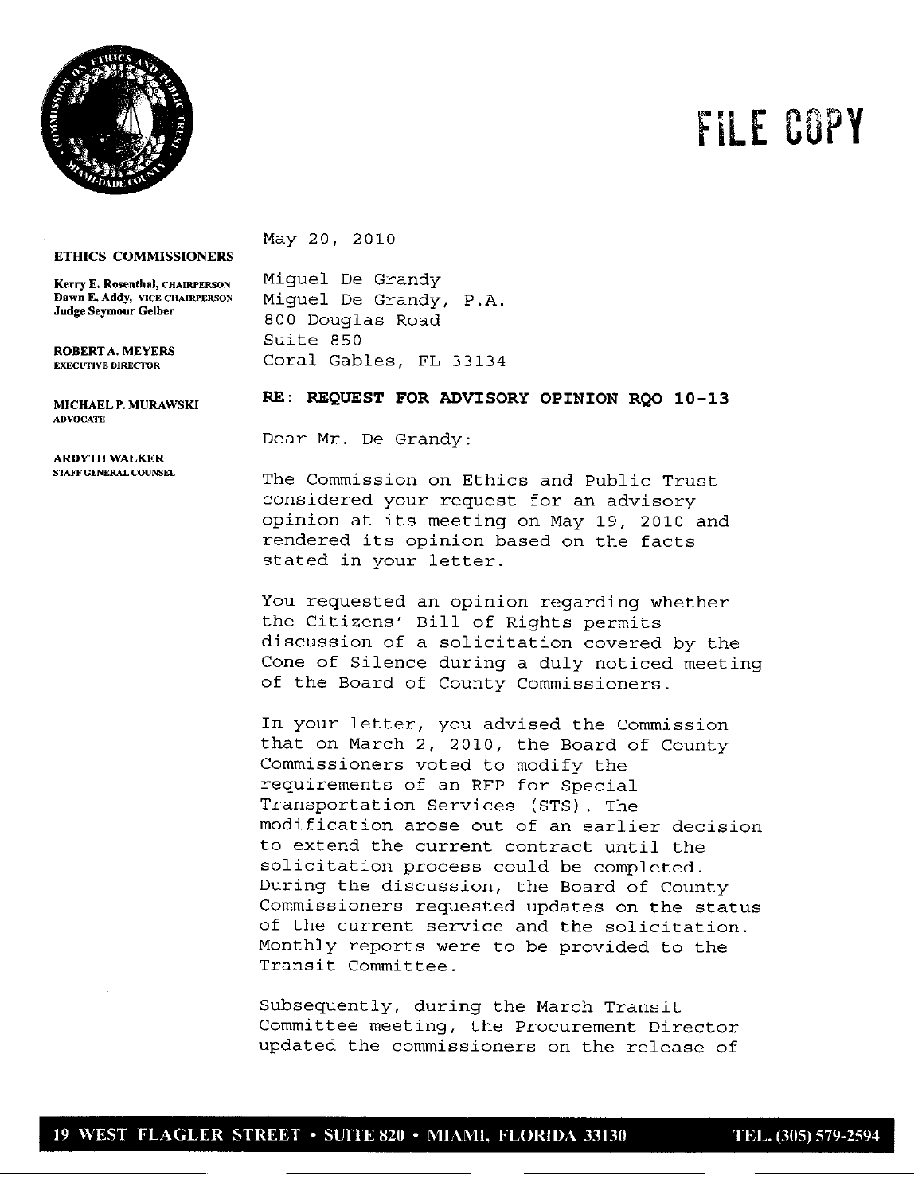# FILE COPY

**ETHICS COMMISSIONERS**

**Kerry E. Rosenthal**, CHAIRPERSON
**Dawn E. Addy**, VICE CHAIRPERSON
**Judge Seymour Gelber**

**ROBERT A. MEYERS**
EXECUTIVE DIRECTOR

**MICHAEL P. MURAWSKI**
ADVOCATE

**ARDYTH WALKER**
STAFF GENERAL COUNSEL

May 20, 2010

Miguel De Grandy
Miguel De Grandy, P.A.
800 Douglas Road
Suite 850
Coral Gables, FL 33134

**RE: REQUEST FOR ADVISORY OPINION RQO 10-13**

Dear Mr. De Grandy:

The Commission on Ethics and Public Trust considered your request for an advisory opinion at its meeting on May 19, 2010 and rendered its opinion based on the facts stated in your letter.

You requested an opinion regarding whether the Citizens' Bill of Rights permits discussion of a solicitation covered by the Cone of Silence during a duly noticed meeting of the Board of County Commissioners.

In your letter, you advised the Commission that on March 2, 2010, the Board of County Commissioners voted to modify the requirements of an RFP for Special Transportation Services (STS). The modification arose out of an earlier decision to extend the current contract until the solicitation process could be completed. During the discussion, the Board of County Commissioners requested updates on the status of the current service and the solicitation. Monthly reports were to be provided to the Transit Committee.

Subsequently, during the March Transit Committee meeting, the Procurement Director updated the commissioners on the release of

19 WEST FLAGLER STREET • SUITE 820 • MIAMI, FLORIDA 33130 TEL. (305) 579-2594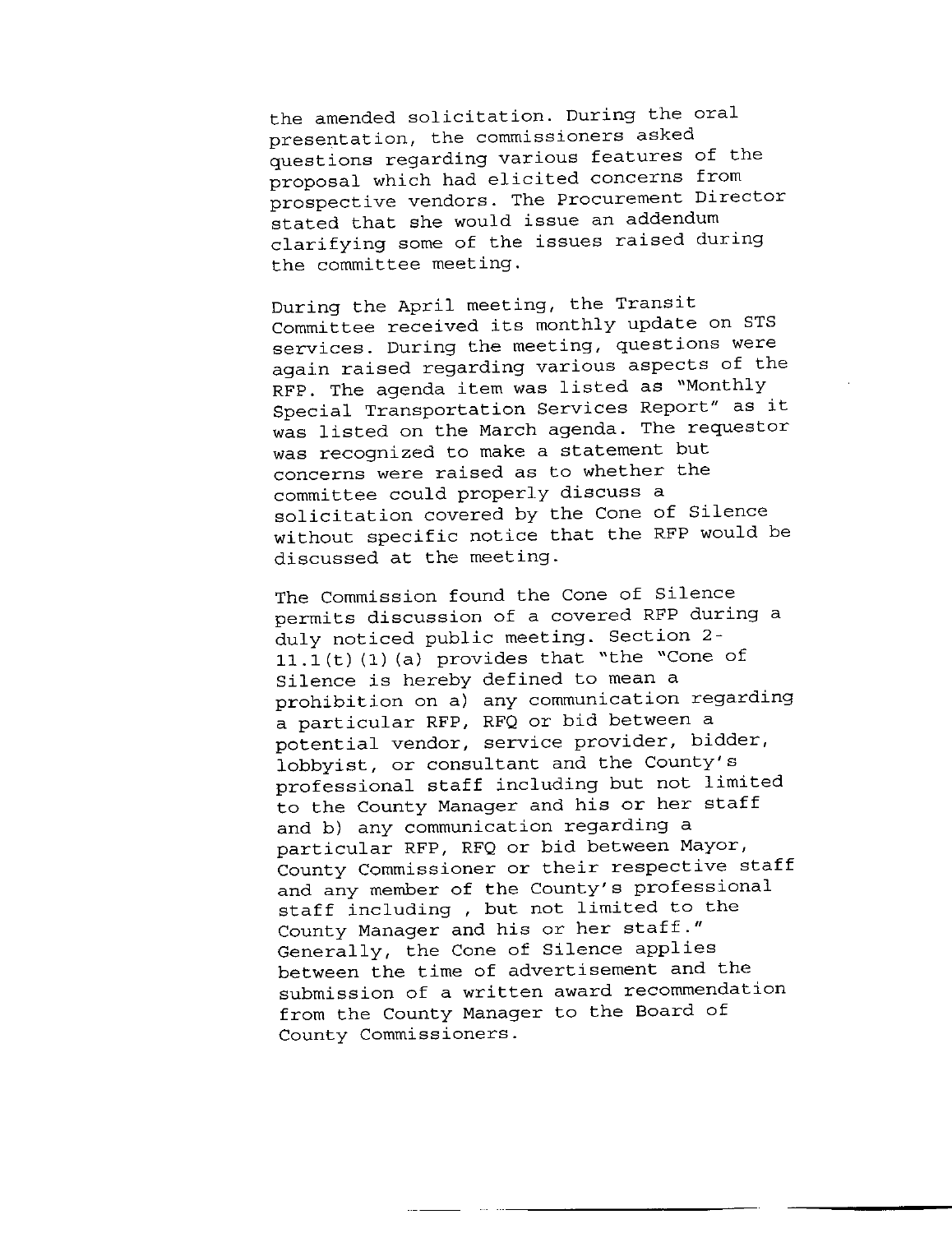the amended solicitation. During the oral presentation, the commissioners asked questions regarding various features of the proposal which had elicited concerns from prospective vendors. The Procurement Director stated that she would issue an addendum clarifying some of the issues raised during the committee meeting.

During the April meeting, the Transit Committee received its monthly update on STS services. During the meeting, questions were again raised regarding various aspects of the RFP. The agenda item was listed as "Monthly Special Transportation Services Report" as it was listed on the March agenda. The requestor was recognized to make a statement but concerns were raised as to whether the committee could properly discuss a solicitation covered by the Cone of Silence without specific notice that the RFP would be discussed at the meeting.

The Commission found the Cone of Silence permits discussion of a covered RFP during a duly noticed public meeting. Section 2-11.1(t)(1)(a) provides that "the "Cone of Silence is hereby defined to mean a prohibition on a) any communication regarding a particular RFP, RFQ or bid between a potential vendor, service provider, bidder, lobbyist, or consultant and the County's professional staff including but not limited to the County Manager and his or her staff and b) any communication regarding a particular RFP, RFQ or bid between Mayor, County Commissioner or their respective staff and any member of the County's professional staff including , but not limited to the County Manager and his or her staff." Generally, the Cone of Silence applies between the time of advertisement and the submission of a written award recommendation from the County Manager to the Board of County Commissioners.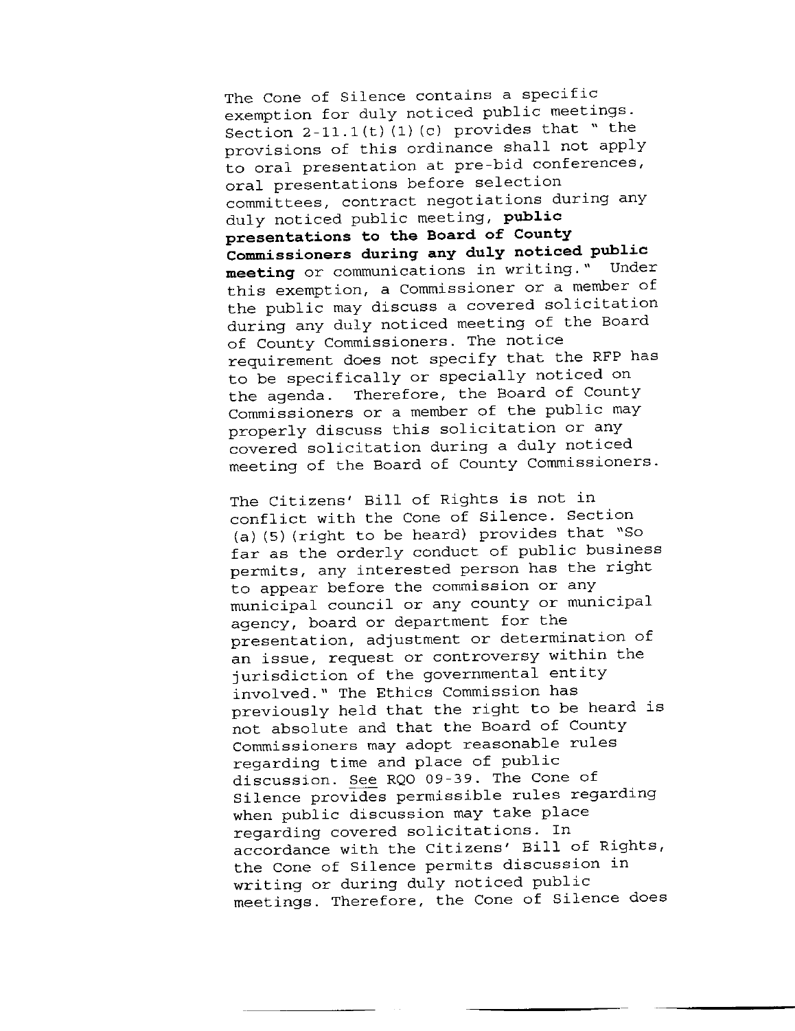The Cone of Silence contains a specific exemption for duly noticed public meetings. Section 2-11.1(t)(1)(c) provides that " the provisions of this ordinance shall not apply to oral presentation at pre-bid conferences, oral presentations before selection committees, contract negotiations during any duly noticed public meeting, **public presentations to the Board of County Commissioners during any duly noticed public meeting** or communications in writing." Under this exemption, a Commissioner or a member of the public may discuss a covered solicitation during any duly noticed meeting of the Board of County Commissioners. The notice requirement does not specify that the RFP has to be specifically or specially noticed on the agenda. Therefore, the Board of County Commissioners or a member of the public may properly discuss this solicitation or any covered solicitation during a duly noticed meeting of the Board of County Commissioners.

The Citizens' Bill of Rights is not in conflict with the Cone of Silence. Section (a)(5)(right to be heard) provides that "So far as the orderly conduct of public business permits, any interested person has the right to appear before the commission or any municipal council or any county or municipal agency, board or department for the presentation, adjustment or determination of an issue, request or controversy within the jurisdiction of the governmental entity involved." The Ethics Commission has previously held that the right to be heard is not absolute and that the Board of County Commissioners may adopt reasonable rules regarding time and place of public discussion. See RQO 09-39. The Cone of Silence provides permissible rules regarding when public discussion may take place regarding covered solicitations. In accordance with the Citizens' Bill of Rights, the Cone of Silence permits discussion in writing or during duly noticed public meetings. Therefore, the Cone of Silence does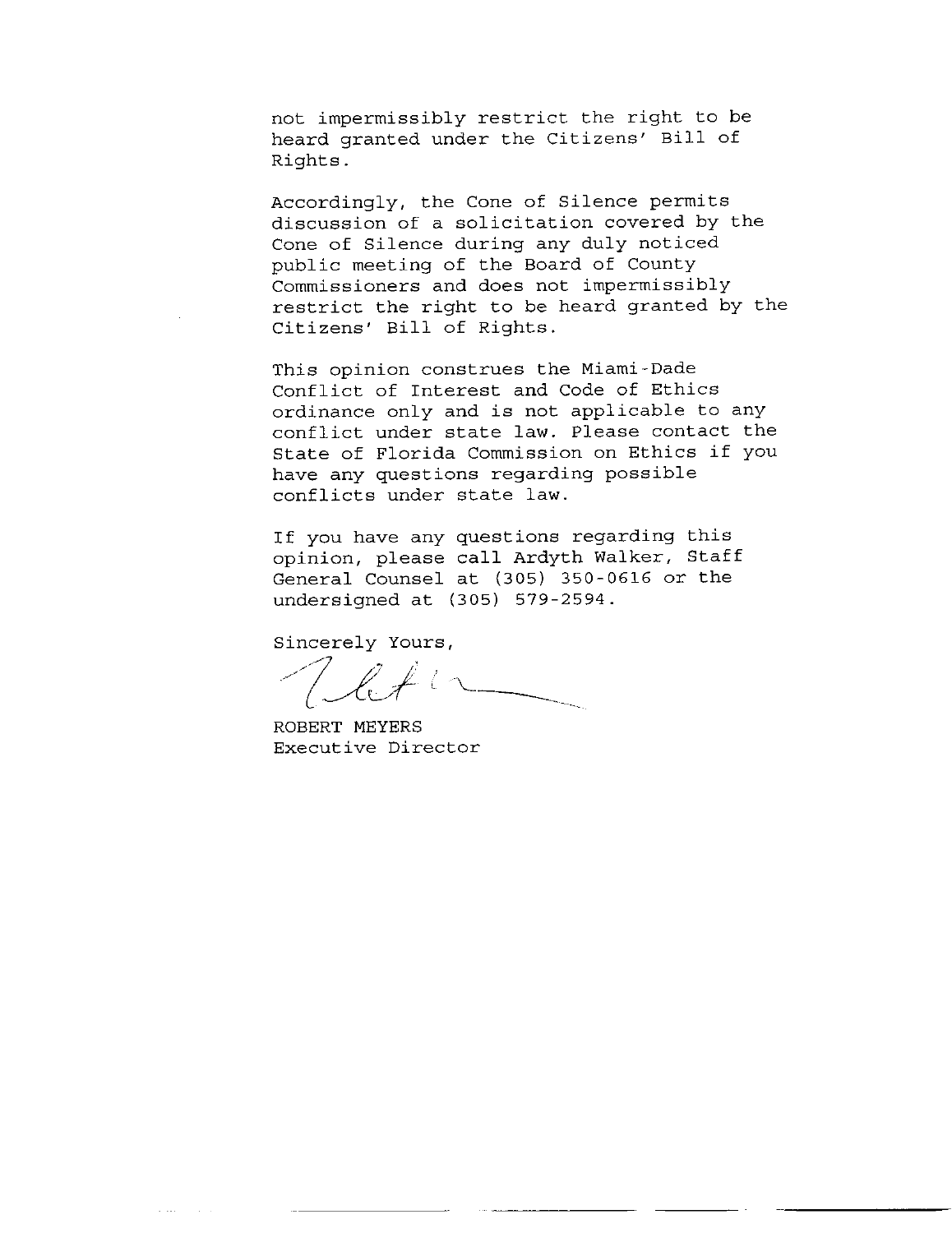not impermissibly restrict the right to be heard granted under the Citizens' Bill of Rights.

Accordingly, the Cone of Silence permits discussion of a solicitation covered by the Cone of Silence during any duly noticed public meeting of the Board of County Commissioners and does not impermissibly restrict the right to be heard granted by the Citizens' Bill of Rights.

This opinion construes the Miami-Dade Conflict of Interest and Code of Ethics ordinance only and is not applicable to any conflict under state law. Please contact the State of Florida Commission on Ethics if you have any questions regarding possible conflicts under state law.

If you have any questions regarding this opinion, please call Ardyth Walker, Staff General Counsel at (305) 350-0616 or the undersigned at (305) 579-2594.

Sincerely Yours,

ROBERT MEYERS
Executive Director